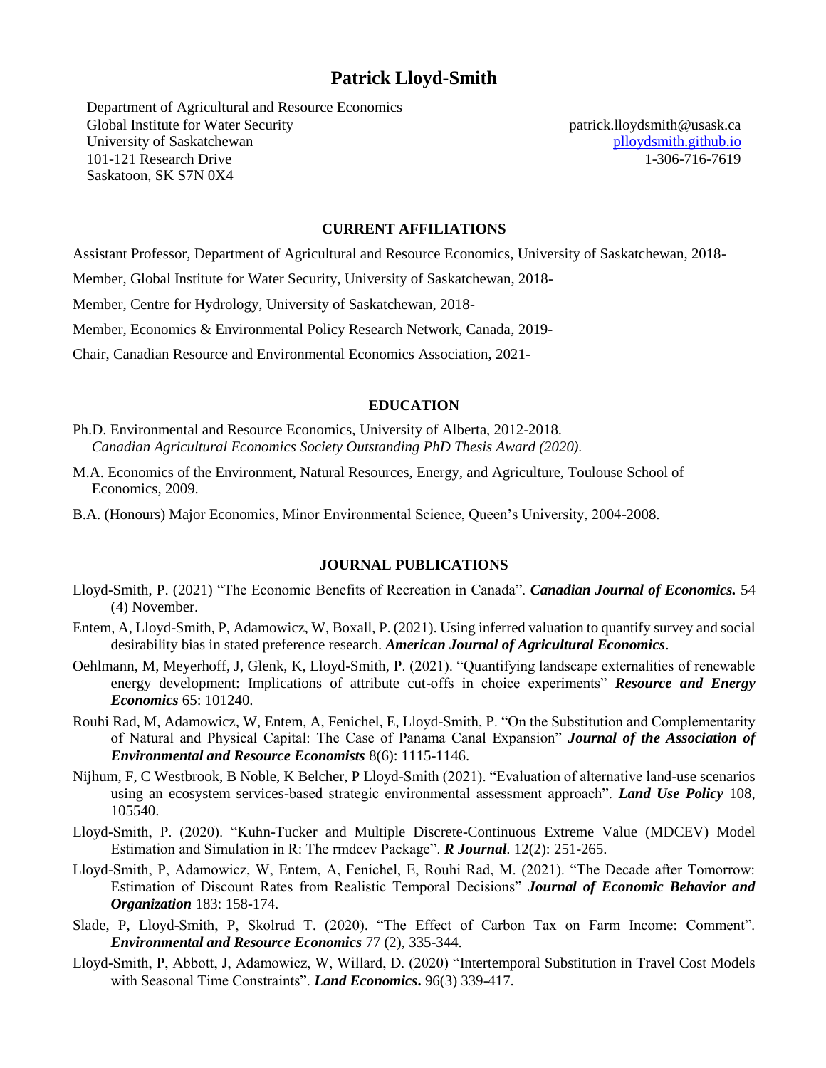# Patrick Lloyd-Smith

Department of Agricultural and Resource Economics
Global Institute for Water Security
University of Saskatchewan
101-121 Research Drive
Saskatoon, SK S7N 0X4

patrick.lloydsmith@usask.ca
[plloydsmith.github.io](plloydsmith.github.io)
1-306-716-7619

## CURRENT AFFILIATIONS

Assistant Professor, Department of Agricultural and Resource Economics, University of Saskatchewan, 2018-

Member, Global Institute for Water Security, University of Saskatchewan, 2018-

Member, Centre for Hydrology, University of Saskatchewan, 2018-

Member, Economics & Environmental Policy Research Network, Canada, 2019-

Chair, Canadian Resource and Environmental Economics Association, 2021-

## EDUCATION

Ph.D. Environmental and Resource Economics, University of Alberta, 2012-2018.
*Canadian Agricultural Economics Society Outstanding PhD Thesis Award (2020).*

M.A. Economics of the Environment, Natural Resources, Energy, and Agriculture, Toulouse School of Economics, 2009.

B.A. (Honours) Major Economics, Minor Environmental Science, Queen's University, 2004-2008.

## JOURNAL PUBLICATIONS

Lloyd-Smith, P. (2021) "The Economic Benefits of Recreation in Canada". ***Canadian Journal of Economics.*** 54 (4) November.

Entem, A, Lloyd-Smith, P, Adamowicz, W, Boxall, P. (2021). Using inferred valuation to quantify survey and social desirability bias in stated preference research. ***American Journal of Agricultural Economics***.

Oehlmann, M, Meyerhoff, J, Glenk, K, Lloyd-Smith, P. (2021). "Quantifying landscape externalities of renewable energy development: Implications of attribute cut-offs in choice experiments" ***Resource and Energy Economics*** 65: 101240.

Rouhi Rad, M, Adamowicz, W, Entem, A, Fenichel, E, Lloyd-Smith, P. "On the Substitution and Complementarity of Natural and Physical Capital: The Case of Panama Canal Expansion" ***Journal of the Association of Environmental and Resource Economists*** 8(6): 1115-1146.

Nijhum, F, C Westbrook, B Noble, K Belcher, P Lloyd-Smith (2021). "Evaluation of alternative land-use scenarios using an ecosystem services-based strategic environmental assessment approach". ***Land Use Policy*** 108, 105540.

Lloyd-Smith, P. (2020). "Kuhn-Tucker and Multiple Discrete-Continuous Extreme Value (MDCEV) Model Estimation and Simulation in R: The rmdcev Package". ***R Journal***. 12(2): 251-265.

Lloyd-Smith, P, Adamowicz, W, Entem, A, Fenichel, E, Rouhi Rad, M. (2021). "The Decade after Tomorrow: Estimation of Discount Rates from Realistic Temporal Decisions" ***Journal of Economic Behavior and Organization*** 183: 158-174.

Slade, P, Lloyd-Smith, P, Skolrud T. (2020). "The Effect of Carbon Tax on Farm Income: Comment". ***Environmental and Resource Economics*** 77 (2), 335-344.

Lloyd-Smith, P, Abbott, J, Adamowicz, W, Willard, D. (2020) "Intertemporal Substitution in Travel Cost Models with Seasonal Time Constraints". ***Land Economics***. 96(3) 339-417.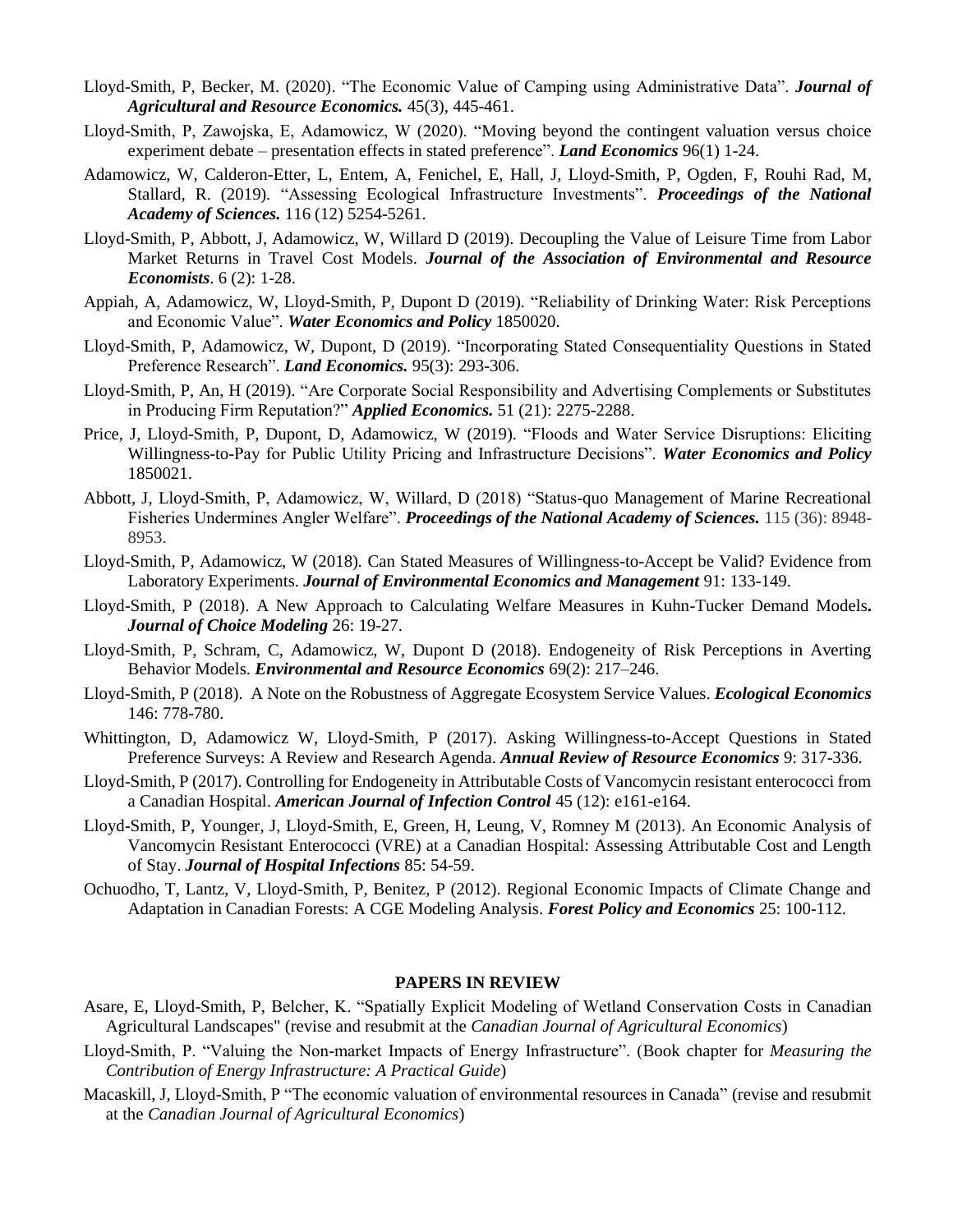Lloyd-Smith, P, Becker, M. (2020). "The Economic Value of Camping using Administrative Data". ***Journal of Agricultural and Resource Economics.*** 45(3), 445-461.

Lloyd-Smith, P, Zawojska, E, Adamowicz, W (2020). "Moving beyond the contingent valuation versus choice experiment debate – presentation effects in stated preference". ***Land Economics*** 96(1) 1-24.

Adamowicz, W, Calderon-Etter, L, Entem, A, Fenichel, E, Hall, J, Lloyd-Smith, P, Ogden, F, Rouhi Rad, M, Stallard, R. (2019). "Assessing Ecological Infrastructure Investments". ***Proceedings of the National Academy of Sciences.*** 116 (12) 5254-5261.

Lloyd-Smith, P, Abbott, J, Adamowicz, W, Willard D (2019). Decoupling the Value of Leisure Time from Labor Market Returns in Travel Cost Models. ***Journal of the Association of Environmental and Resource Economists***. 6 (2): 1-28.

Appiah, A, Adamowicz, W, Lloyd-Smith, P, Dupont D (2019). "Reliability of Drinking Water: Risk Perceptions and Economic Value". ***Water Economics and Policy*** 1850020.

Lloyd-Smith, P, Adamowicz, W, Dupont, D (2019). "Incorporating Stated Consequentiality Questions in Stated Preference Research". ***Land Economics.*** 95(3): 293-306.

Lloyd-Smith, P, An, H (2019). "Are Corporate Social Responsibility and Advertising Complements or Substitutes in Producing Firm Reputation?" ***Applied Economics.*** 51 (21): 2275-2288.

Price, J, Lloyd-Smith, P, Dupont, D, Adamowicz, W (2019). "Floods and Water Service Disruptions: Eliciting Willingness-to-Pay for Public Utility Pricing and Infrastructure Decisions". ***Water Economics and Policy*** 1850021.

Abbott, J, Lloyd-Smith, P, Adamowicz, W, Willard, D (2018) "Status-quo Management of Marine Recreational Fisheries Undermines Angler Welfare". ***Proceedings of the National Academy of Sciences.*** 115 (36): 8948-8953.

Lloyd-Smith, P, Adamowicz, W (2018). Can Stated Measures of Willingness-to-Accept be Valid? Evidence from Laboratory Experiments. ***Journal of Environmental Economics and Management*** 91: 133-149.

Lloyd-Smith, P (2018). A New Approach to Calculating Welfare Measures in Kuhn-Tucker Demand Models**.** ***Journal of Choice Modeling*** 26: 19-27.

Lloyd-Smith, P, Schram, C, Adamowicz, W, Dupont D (2018). Endogeneity of Risk Perceptions in Averting Behavior Models. ***Environmental and Resource Economics*** 69(2): 217–246.

Lloyd-Smith, P (2018). A Note on the Robustness of Aggregate Ecosystem Service Values. ***Ecological Economics*** 146: 778-780.

Whittington, D, Adamowicz W, Lloyd-Smith, P (2017). Asking Willingness-to-Accept Questions in Stated Preference Surveys: A Review and Research Agenda. ***Annual Review of Resource Economics*** 9: 317-336.

Lloyd-Smith, P (2017). Controlling for Endogeneity in Attributable Costs of Vancomycin resistant enterococci from a Canadian Hospital. ***American Journal of Infection Control*** 45 (12): e161-e164.

Lloyd-Smith, P, Younger, J, Lloyd-Smith, E, Green, H, Leung, V, Romney M (2013). An Economic Analysis of Vancomycin Resistant Enterococci (VRE) at a Canadian Hospital: Assessing Attributable Cost and Length of Stay. ***Journal of Hospital Infections*** 85: 54-59.

Ochuodho, T, Lantz, V, Lloyd-Smith, P, Benitez, P (2012). Regional Economic Impacts of Climate Change and Adaptation in Canadian Forests: A CGE Modeling Analysis. ***Forest Policy and Economics*** 25: 100-112.

## PAPERS IN REVIEW

Asare, E, Lloyd-Smith, P, Belcher, K. "Spatially Explicit Modeling of Wetland Conservation Costs in Canadian Agricultural Landscapes" (revise and resubmit at the *Canadian Journal of Agricultural Economics*)

Lloyd-Smith, P. "Valuing the Non-market Impacts of Energy Infrastructure". (Book chapter for *Measuring the Contribution of Energy Infrastructure: A Practical Guide*)

Macaskill, J, Lloyd-Smith, P "The economic valuation of environmental resources in Canada" (revise and resubmit at the *Canadian Journal of Agricultural Economics*)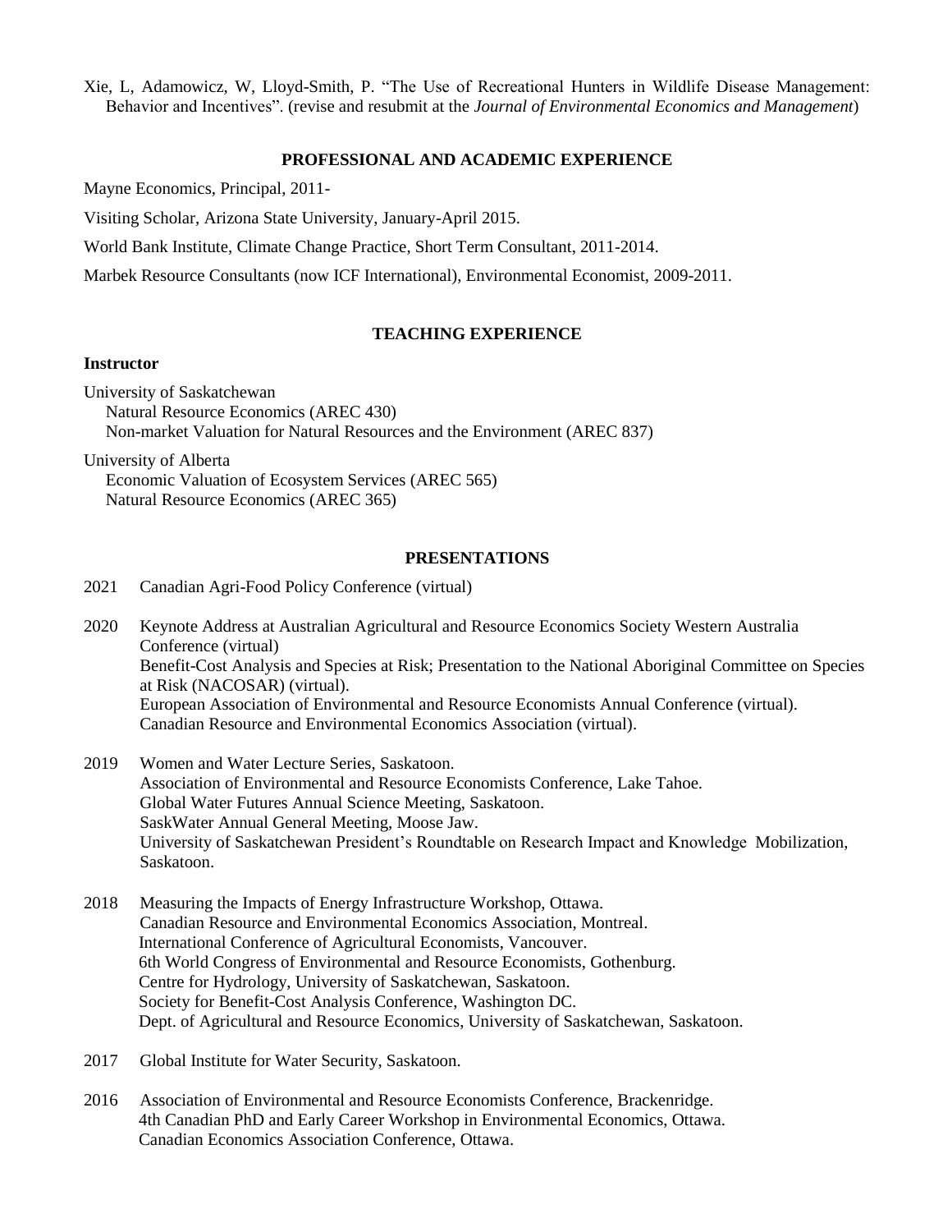Xie, L, Adamowicz, W, Lloyd-Smith, P. "The Use of Recreational Hunters in Wildlife Disease Management: Behavior and Incentives". (revise and resubmit at the *Journal of Environmental Economics and Management*)

## PROFESSIONAL AND ACADEMIC EXPERIENCE

Mayne Economics, Principal, 2011-

Visiting Scholar, Arizona State University, January-April 2015.

World Bank Institute, Climate Change Practice, Short Term Consultant, 2011-2014.

Marbek Resource Consultants (now ICF International), Environmental Economist, 2009-2011.

## TEACHING EXPERIENCE

**Instructor**

University of Saskatchewan
- Natural Resource Economics (AREC 430)
- Non-market Valuation for Natural Resources and the Environment (AREC 837)

University of Alberta
- Economic Valuation of Ecosystem Services (AREC 565)
- Natural Resource Economics (AREC 365)

## PRESENTATIONS

2021 Canadian Agri-Food Policy Conference (virtual)

2020 Keynote Address at Australian Agricultural and Resource Economics Society Western Australia Conference (virtual)
Benefit-Cost Analysis and Species at Risk; Presentation to the National Aboriginal Committee on Species at Risk (NACOSAR) (virtual).
European Association of Environmental and Resource Economists Annual Conference (virtual).
Canadian Resource and Environmental Economics Association (virtual).

2019 Women and Water Lecture Series, Saskatoon.
Association of Environmental and Resource Economists Conference, Lake Tahoe.
Global Water Futures Annual Science Meeting, Saskatoon.
SaskWater Annual General Meeting, Moose Jaw.
University of Saskatchewan President's Roundtable on Research Impact and Knowledge Mobilization, Saskatoon.

2018 Measuring the Impacts of Energy Infrastructure Workshop, Ottawa.
Canadian Resource and Environmental Economics Association, Montreal.
International Conference of Agricultural Economists, Vancouver.
6th World Congress of Environmental and Resource Economists, Gothenburg.
Centre for Hydrology, University of Saskatchewan, Saskatoon.
Society for Benefit-Cost Analysis Conference, Washington DC.
Dept. of Agricultural and Resource Economics, University of Saskatchewan, Saskatoon.

2017 Global Institute for Water Security, Saskatoon.

2016 Association of Environmental and Resource Economists Conference, Brackenridge.
4th Canadian PhD and Early Career Workshop in Environmental Economics, Ottawa.
Canadian Economics Association Conference, Ottawa.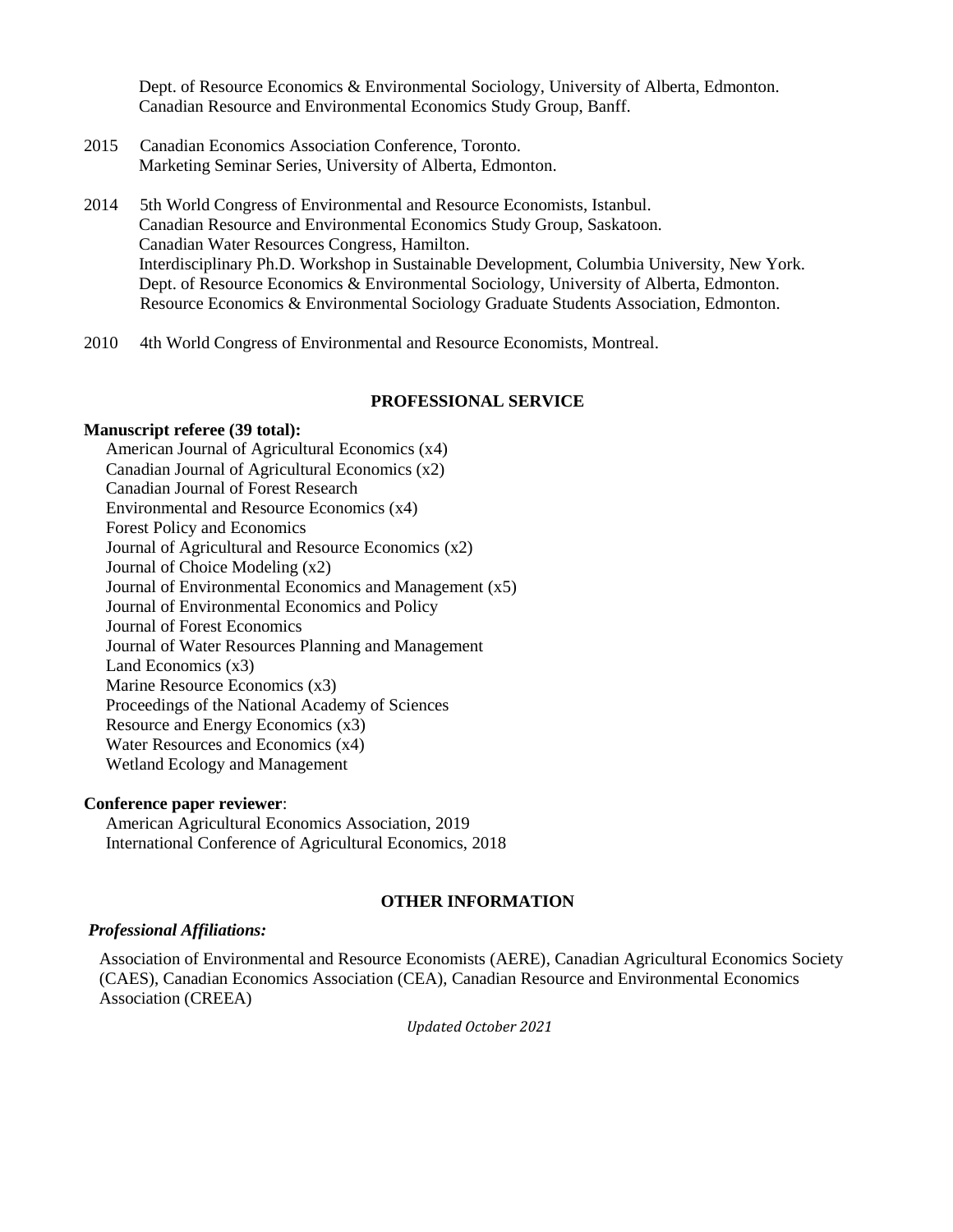Dept. of Resource Economics & Environmental Sociology, University of Alberta, Edmonton.
Canadian Resource and Environmental Economics Study Group, Banff.

2015 Canadian Economics Association Conference, Toronto.
Marketing Seminar Series, University of Alberta, Edmonton.

2014 5th World Congress of Environmental and Resource Economists, Istanbul.
Canadian Resource and Environmental Economics Study Group, Saskatoon.
Canadian Water Resources Congress, Hamilton.
Interdisciplinary Ph.D. Workshop in Sustainable Development, Columbia University, New York.
Dept. of Resource Economics & Environmental Sociology, University of Alberta, Edmonton.
Resource Economics & Environmental Sociology Graduate Students Association, Edmonton.

2010 4th World Congress of Environmental and Resource Economists, Montreal.

## PROFESSIONAL SERVICE

**Manuscript referee (39 total):**

- American Journal of Agricultural Economics (x4)
- Canadian Journal of Agricultural Economics (x2)
- Canadian Journal of Forest Research
- Environmental and Resource Economics (x4)
- Forest Policy and Economics
- Journal of Agricultural and Resource Economics (x2)
- Journal of Choice Modeling (x2)
- Journal of Environmental Economics and Management (x5)
- Journal of Environmental Economics and Policy
- Journal of Forest Economics
- Journal of Water Resources Planning and Management
- Land Economics (x3)
- Marine Resource Economics (x3)
- Proceedings of the National Academy of Sciences
- Resource and Energy Economics (x3)
- Water Resources and Economics (x4)
- Wetland Ecology and Management

**Conference paper reviewer**:

- American Agricultural Economics Association, 2019
- International Conference of Agricultural Economics, 2018

## OTHER INFORMATION

***Professional Affiliations:***

Association of Environmental and Resource Economists (AERE), Canadian Agricultural Economics Society (CAES), Canadian Economics Association (CEA), Canadian Resource and Environmental Economics Association (CREEA)

*Updated October 2021*